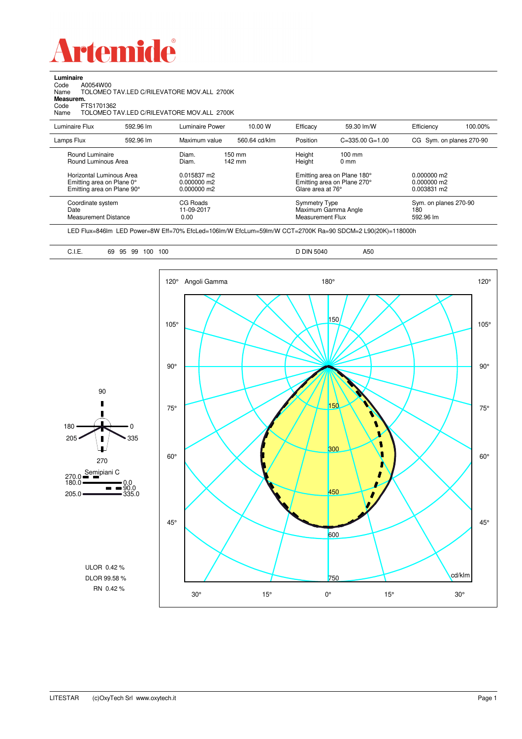# Artemide

**Luminaire**

Code A0054W00

Name TOLOMEO TAV.LED C/RILEVATORE MOV.ALL 2700K

**Measurem.**

Code FTS1701362

Name TOLOMEO TAV.LED C/RILEVATORE MOV.ALL 2700K

| | | | | | | | |
|---|---|---|---|---|---|---|---|
| Luminaire Flux | 592.96 lm | Luminaire Power | 10.00 W | Efficacy | 59.30 lm/W | Efficiency | 100.00% |
| Lamps Flux | 592.96 lm | Maximum value | 560.64 cd/klm | Position | C=335.00 G=1.00 | CG Sym. on planes 270-90 | |

| | | | | |
|---|---|---|---|---|
| Round Luminaire | Diam. 150 mm | Height 100 mm | | |
| Round Luminous Area | Diam. 142 mm | Height 0 mm | | |
| Horizontal Luminous Area | 0.015837 m2 | Emitting area on Plane 180° | 0.000000 m2 |
| Emitting area on Plane 0° | 0.000000 m2 | Emitting area on Plane 270° | 0.000000 m2 |
| Emitting area on Plane 90° | 0.000000 m2 | Glare area at 76° | 0.003831 m2 |

| | | | |
|---|---|---|---|
| Coordinate system | CG Roads | Symmetry Type | Sym. on planes 270-90 |
| Date | 11-09-2017 | Maximum Gamma Angle | 180 |
| Measurement Distance | 0.00 | Measurement Flux | 592.96 lm |

LED Flux=846lm LED Power=8W Eff=70% EfcLed=106lm/W EfcLum=59lm/W CCT=2700K Ra=90 SDCM=2 L90(20K)=118000h

C.I.E. 69 95 99 100 100 D DIN 5040 A50

Semipiani C: 270.0 / 90.0; 180.0 / 0.0; 205.0 / 335.0

ULOR 0.42 %

DLOR 99.58 %

RN 0.42 %

Angoli Gamma — cd/klm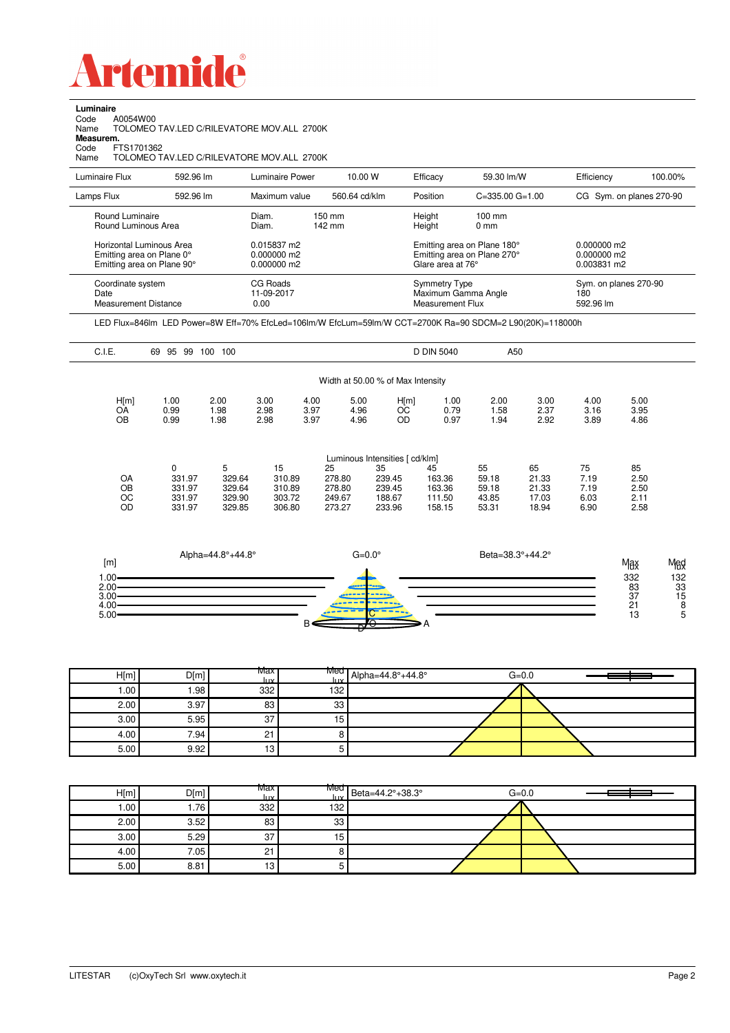# Artemide

**Luminaire**

Code A0054W00
Name TOLOMEO TAV.LED C/RILEVATORE MOV.ALL 2700K

**Measurem.**

Code FTS1701362
Name TOLOMEO TAV.LED C/RILEVATORE MOV.ALL 2700K

| | | | | | | | |
|---|---|---|---|---|---|---|---|
| Luminaire Flux | 592.96 lm | Luminaire Power | 10.00 W | Efficacy | 59.30 lm/W | Efficiency | 100.00% |
| Lamps Flux | 592.96 lm | Maximum value | 560.64 cd/klm | Position | C=335.00 G=1.00 | CG Sym. on planes 270-90 | |

| | | | | | |
|---|---|---|---|---|---|
| Round Luminaire | Diam. | 150 mm | Height | 100 mm | |
| Round Luminous Area | Diam. | 142 mm | Height | 0 mm | |
| Horizontal Luminous Area | 0.015837 m2 | | Emitting area on Plane 180° | | 0.000000 m2 |
| Emitting area on Plane 0° | 0.000000 m2 | | Emitting area on Plane 270° | | 0.000000 m2 |
| Emitting area on Plane 90° | 0.000000 m2 | | Glare area at 76° | | 0.003831 m2 |
| Coordinate system | CG Roads | | Symmetry Type | | Sym. on planes 270-90 |
| Date | 11-09-2017 | | Maximum Gamma Angle | | 180 |
| Measurement Distance | 0.00 | | Measurement Flux | | 592.96 lm |

LED Flux=846lm LED Power=8W Eff=70% EfcLed=106lm/W EfcLum=59lm/W CCT=2700K Ra=90 SDCM=2 L90(20K)=118000h

C.I.E. 69 95 99 100 100 D DIN 5040 A50

Width at 50.00 % of Max Intensity

| H[m] | 1.00 | 2.00 | 3.00 | 4.00 | 5.00 | H[m] | 1.00 | 2.00 | 3.00 | 4.00 | 5.00 |
|---|---|---|---|---|---|---|---|---|---|---|---|
| OA | 0.99 | 1.98 | 2.98 | 3.97 | 4.96 | OC | 0.79 | 1.58 | 2.37 | 3.16 | 3.95 |
| OB | 0.99 | 1.98 | 2.98 | 3.97 | 4.96 | OD | 0.97 | 1.94 | 2.92 | 3.89 | 4.86 |

Luminous Intensities [ cd/klm]

| | 0 | 5 | 15 | 25 | 35 | 45 | 55 | 65 | 75 | 85 |
|---|---|---|---|---|---|---|---|---|---|---|
| OA | 331.97 | 329.64 | 310.89 | 278.80 | 239.45 | 163.36 | 59.18 | 21.33 | 7.19 | 2.50 |
| OB | 331.97 | 329.64 | 310.89 | 278.80 | 239.45 | 163.36 | 59.18 | 21.33 | 7.19 | 2.50 |
| OC | 331.97 | 329.90 | 303.72 | 249.67 | 188.67 | 111.50 | 43.85 | 17.03 | 6.03 | 2.11 |
| OD | 331.97 | 329.85 | 306.80 | 273.27 | 233.96 | 158.15 | 53.31 | 18.94 | 6.90 | 2.58 |

[m]
Alpha=44.8°+44.8°
G=0.0°
Beta=38.3°+44.2°
1.00
2.00
3.00
4.00
5.00
B C D O A
Max lux: 332 83 37 21 13
Med lux: 132 33 15 8 5

| H[m] | D[m] | Max lux | Med lux | Alpha=44.8°+44.8° G=0.0 |
|---|---|---|---|---|
| 1.00 | 1.98 | 332 | 132 | |
| 2.00 | 3.97 | 83 | 33 | |
| 3.00 | 5.95 | 37 | 15 | |
| 4.00 | 7.94 | 21 | 8 | |
| 5.00 | 9.92 | 13 | 5 | |

| H[m] | D[m] | Max lux | Med lux | Beta=44.2°+38.3° G=0.0 |
|---|---|---|---|---|
| 1.00 | 1.76 | 332 | 132 | |
| 2.00 | 3.52 | 83 | 33 | |
| 3.00 | 5.29 | 37 | 15 | |
| 4.00 | 7.05 | 21 | 8 | |
| 5.00 | 8.81 | 13 | 5 | |

LITESTAR (c)OxyTech Srl www.oxytech.it